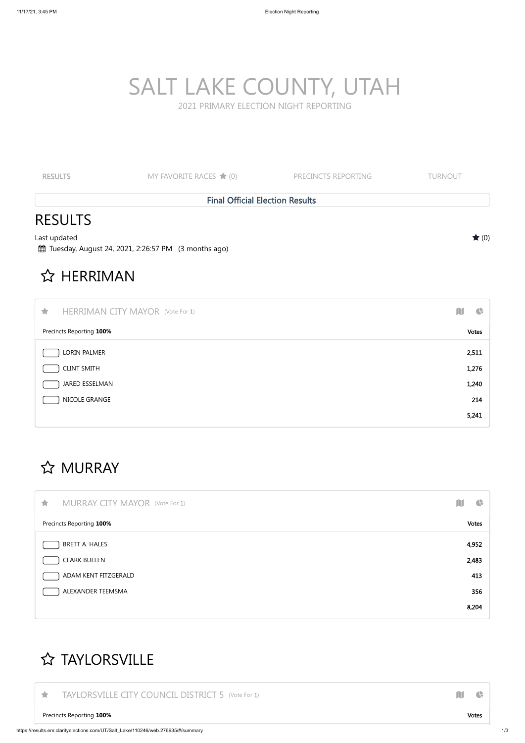# SALT LAKE COUNTY, UTAH

2021 PRIMARY ELECTION NIGHT REPORTING

RESULTS | MY FAVORITE RACES ★ (0) | PRECINCTS REPORTING | TURNOUT

**Final Official Election Results**

## RESULTS

Last updated ★ (0)

Tuesday, August 24, 2021, 2:26:57 PM (3 months ago)

## ☆ HERRIMAN

### HERRIMAN CITY MAYOR (Vote For 1)

| Precincts Reporting **100%** | Votes |
|---|---|
| LORIN PALMER | 2,511 |
| CLINT SMITH | 1,276 |
| JARED ESSELMAN | 1,240 |
| NICOLE GRANGE | 214 |
| | 5,241 |

## ☆ MURRAY

### MURRAY CITY MAYOR (Vote For 1)

| Precincts Reporting **100%** | Votes |
|---|---|
| BRETT A. HALES | 4,952 |
| CLARK BULLEN | 2,483 |
| ADAM KENT FITZGERALD | 413 |
| ALEXANDER TEEMSMA | 356 |
| | 8,204 |

## ☆ TAYLORSVILLE

### TAYLORSVILLE CITY COUNCIL DISTRICT 5 (Vote For 1)

| Precincts Reporting **100%** | Votes |
|---|---|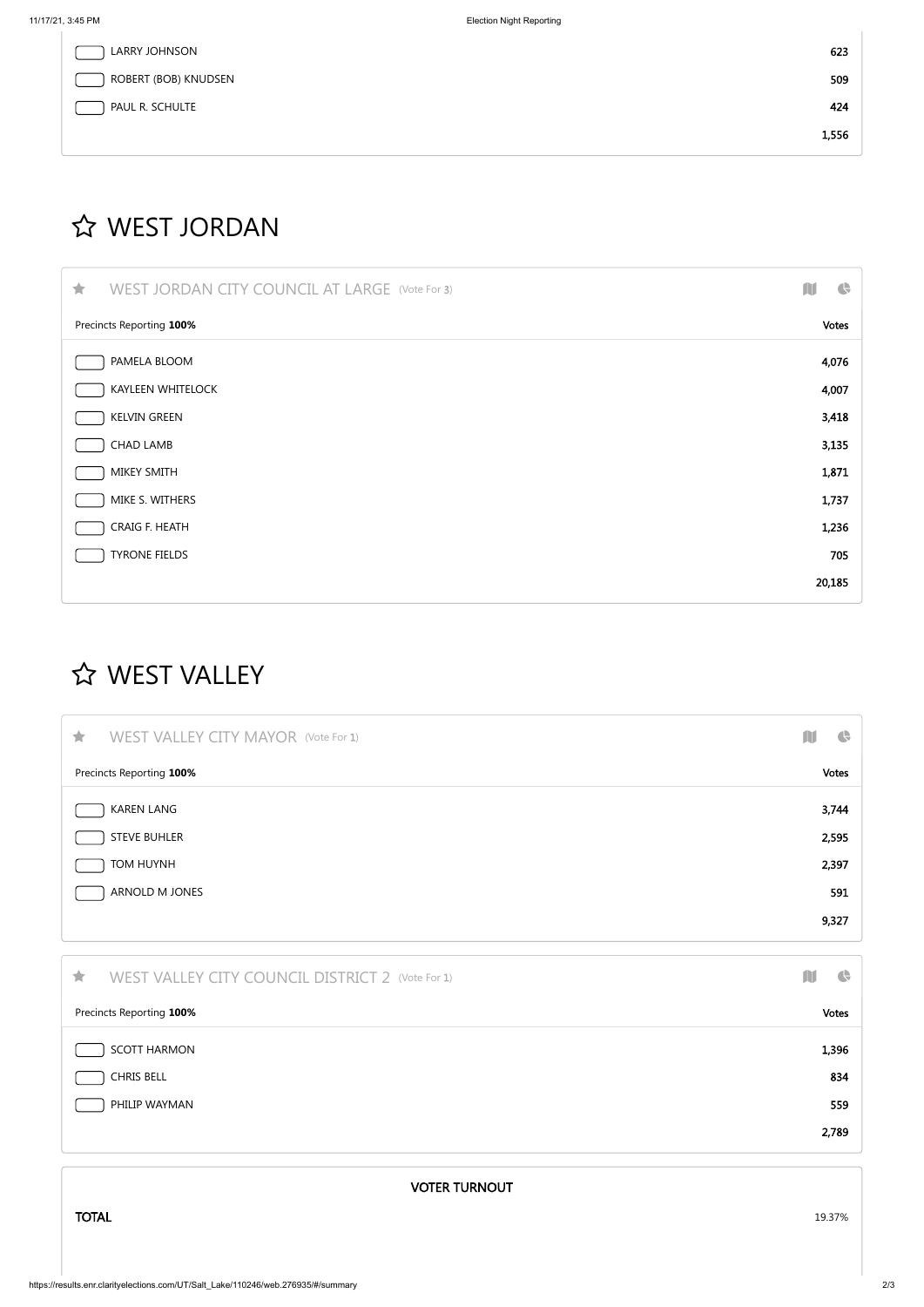| Candidate | Votes |
|---|---|
| LARRY JOHNSON | 623 |
| ROBERT (BOB) KNUDSEN | 509 |
| PAUL R. SCHULTE | 424 |
| | 1,556 |

# ☆ WEST JORDAN

## ★ WEST JORDAN CITY COUNCIL AT LARGE (Vote For 3)

| Precincts Reporting **100%** | Votes |
|---|---|
| PAMELA BLOOM | 4,076 |
| KAYLEEN WHITELOCK | 4,007 |
| KELVIN GREEN | 3,418 |
| CHAD LAMB | 3,135 |
| MIKEY SMITH | 1,871 |
| MIKE S. WITHERS | 1,737 |
| CRAIG F. HEATH | 1,236 |
| TYRONE FIELDS | 705 |
| | 20,185 |

# ☆ WEST VALLEY

## ★ WEST VALLEY CITY MAYOR (Vote For 1)

| Precincts Reporting **100%** | Votes |
|---|---|
| KAREN LANG | 3,744 |
| STEVE BUHLER | 2,595 |
| TOM HUYNH | 2,397 |
| ARNOLD M JONES | 591 |
| | 9,327 |

## ★ WEST VALLEY CITY COUNCIL DISTRICT 2 (Vote For 1)

| Precincts Reporting **100%** | Votes |
|---|---|
| SCOTT HARMON | 1,396 |
| CHRIS BELL | 834 |
| PHILIP WAYMAN | 559 |
| | 2,789 |

## VOTER TURNOUT

| **TOTAL** | 19.37% |
|---|---|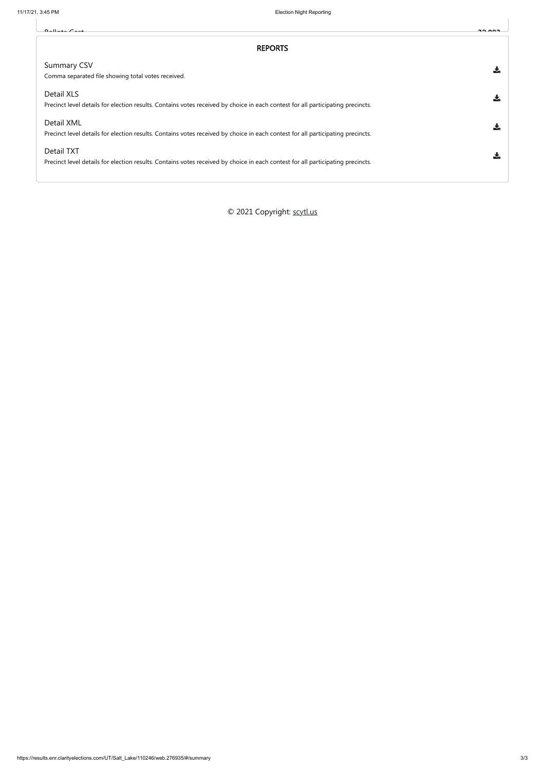Ballots Cast

## REPORTS

Summary CSV
Comma separated file showing total votes received.

Detail XLS
Precinct level details for election results. Contains votes received by choice in each contest for all participating precincts.

Detail XML
Precinct level details for election results. Contains votes received by choice in each contest for all participating precincts.

Detail TXT
Precinct level details for election results. Contains votes received by choice in each contest for all participating precincts.

© 2021 Copyright: scytl.us